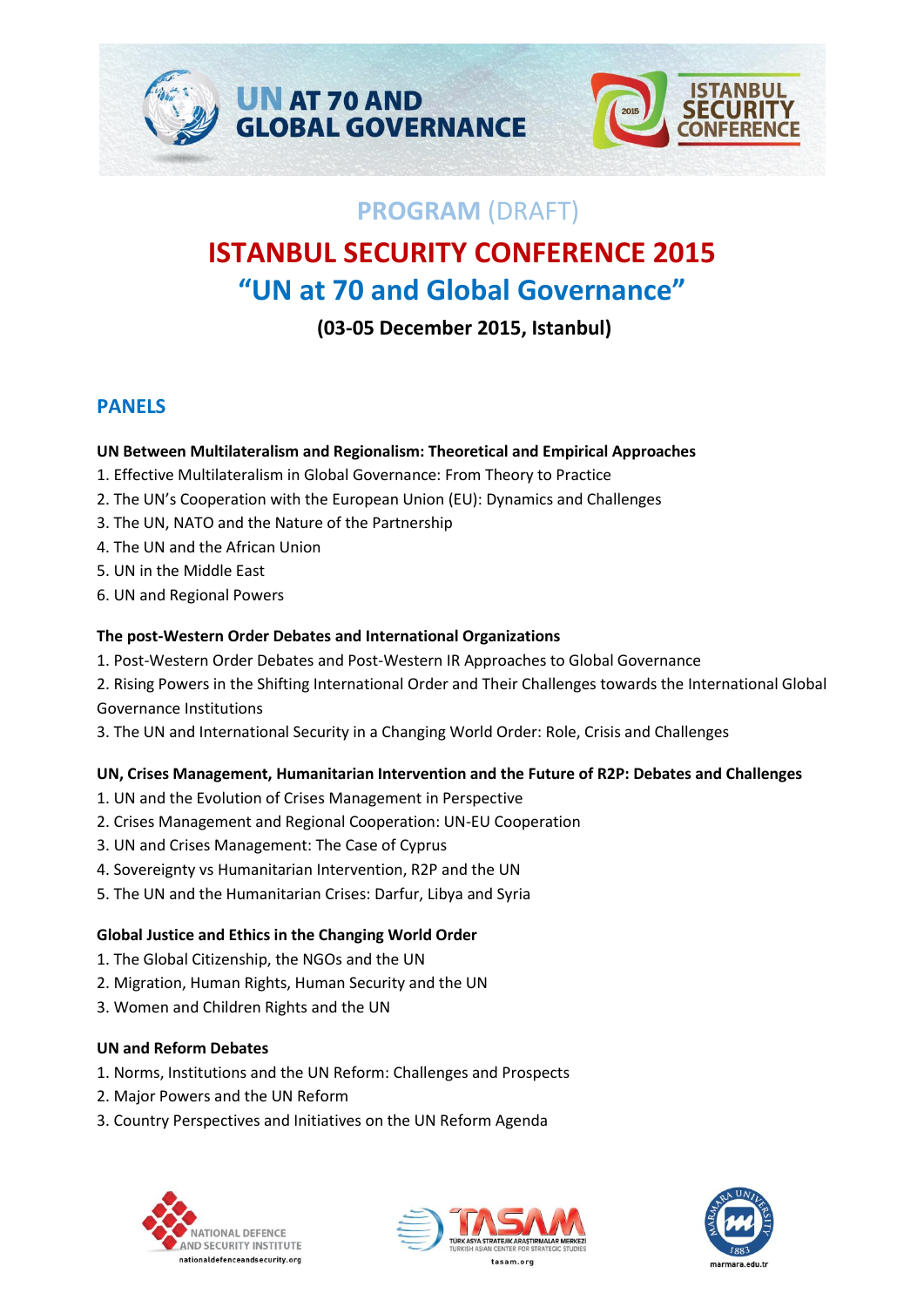# PROGRAM (DRAFT)

# ISTANBUL SECURITY CONFERENCE 2015

# "UN at 70 and Global Governance"

### (03-05 December 2015, Istanbul)

## PANELS

**UN Between Multilateralism and Regionalism: Theoretical and Empirical Approaches**

1. Effective Multilateralism in Global Governance: From Theory to Practice
2. The UN's Cooperation with the European Union (EU): Dynamics and Challenges
3. The UN, NATO and the Nature of the Partnership
4. The UN and the African Union
5. UN in the Middle East
6. UN and Regional Powers

**The post-Western Order Debates and International Organizations**

1. Post-Western Order Debates and Post-Western IR Approaches to Global Governance
2. Rising Powers in the Shifting International Order and Their Challenges towards the International Global Governance Institutions
3. The UN and International Security in a Changing World Order: Role, Crisis and Challenges

**UN, Crises Management, Humanitarian Intervention and the Future of R2P: Debates and Challenges**

1. UN and the Evolution of Crises Management in Perspective
2. Crises Management and Regional Cooperation: UN-EU Cooperation
3. UN and Crises Management: The Case of Cyprus
4. Sovereignty vs Humanitarian Intervention, R2P and the UN
5. The UN and the Humanitarian Crises: Darfur, Libya and Syria

**Global Justice and Ethics in the Changing World Order**

1. The Global Citizenship, the NGOs and the UN
2. Migration, Human Rights, Human Security and the UN
3. Women and Children Rights and the UN

**UN and Reform Debates**

1. Norms, Institutions and the UN Reform: Challenges and Prospects
2. Major Powers and the UN Reform
3. Country Perspectives and Initiatives on the UN Reform Agenda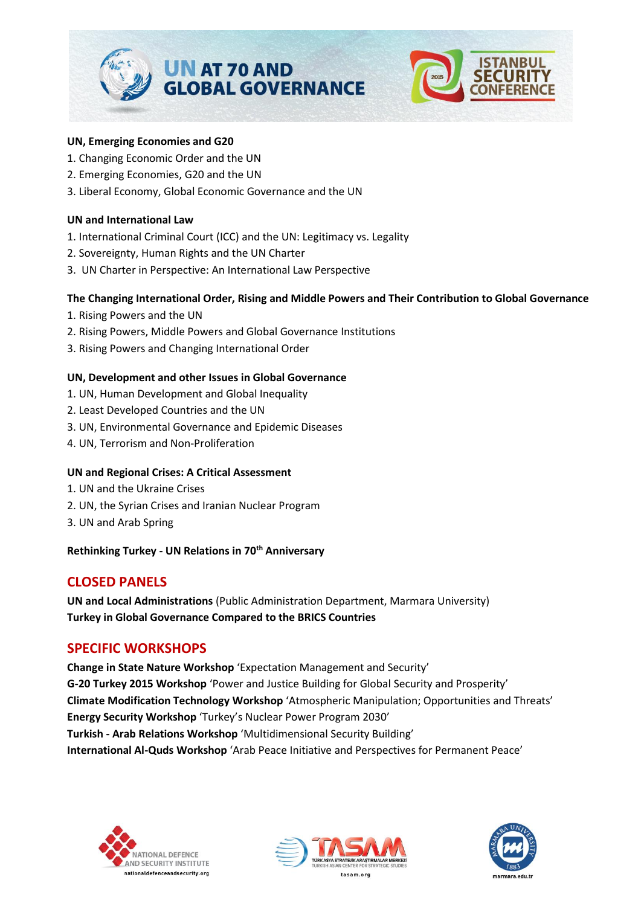**UN, Emerging Economies and G20**

1. Changing Economic Order and the UN
2. Emerging Economies, G20 and the UN
3. Liberal Economy, Global Economic Governance and the UN

**UN and International Law**

1. International Criminal Court (ICC) and the UN: Legitimacy vs. Legality
2. Sovereignty, Human Rights and the UN Charter
3. UN Charter in Perspective: An International Law Perspective

**The Changing International Order, Rising and Middle Powers and Their Contribution to Global Governance**

1. Rising Powers and the UN
2. Rising Powers, Middle Powers and Global Governance Institutions
3. Rising Powers and Changing International Order

**UN, Development and other Issues in Global Governance**

1. UN, Human Development and Global Inequality
2. Least Developed Countries and the UN
3. UN, Environmental Governance and Epidemic Diseases
4. UN, Terrorism and Non-Proliferation

**UN and Regional Crises: A Critical Assessment**

1. UN and the Ukraine Crises
2. UN, the Syrian Crises and Iranian Nuclear Program
3. UN and Arab Spring

**Rethinking Turkey - UN Relations in 70th Anniversary**

## CLOSED PANELS

**UN and Local Administrations** (Public Administration Department, Marmara University)
**Turkey in Global Governance Compared to the BRICS Countries**

## SPECIFIC WORKSHOPS

**Change in State Nature Workshop** 'Expectation Management and Security'
**G-20 Turkey 2015 Workshop** 'Power and Justice Building for Global Security and Prosperity'
**Climate Modification Technology Workshop** 'Atmospheric Manipulation; Opportunities and Threats'
**Energy Security Workshop** 'Turkey's Nuclear Power Program 2030'
**Turkish - Arab Relations Workshop** 'Multidimensional Security Building'
**International Al-Quds Workshop** 'Arab Peace Initiative and Perspectives for Permanent Peace'